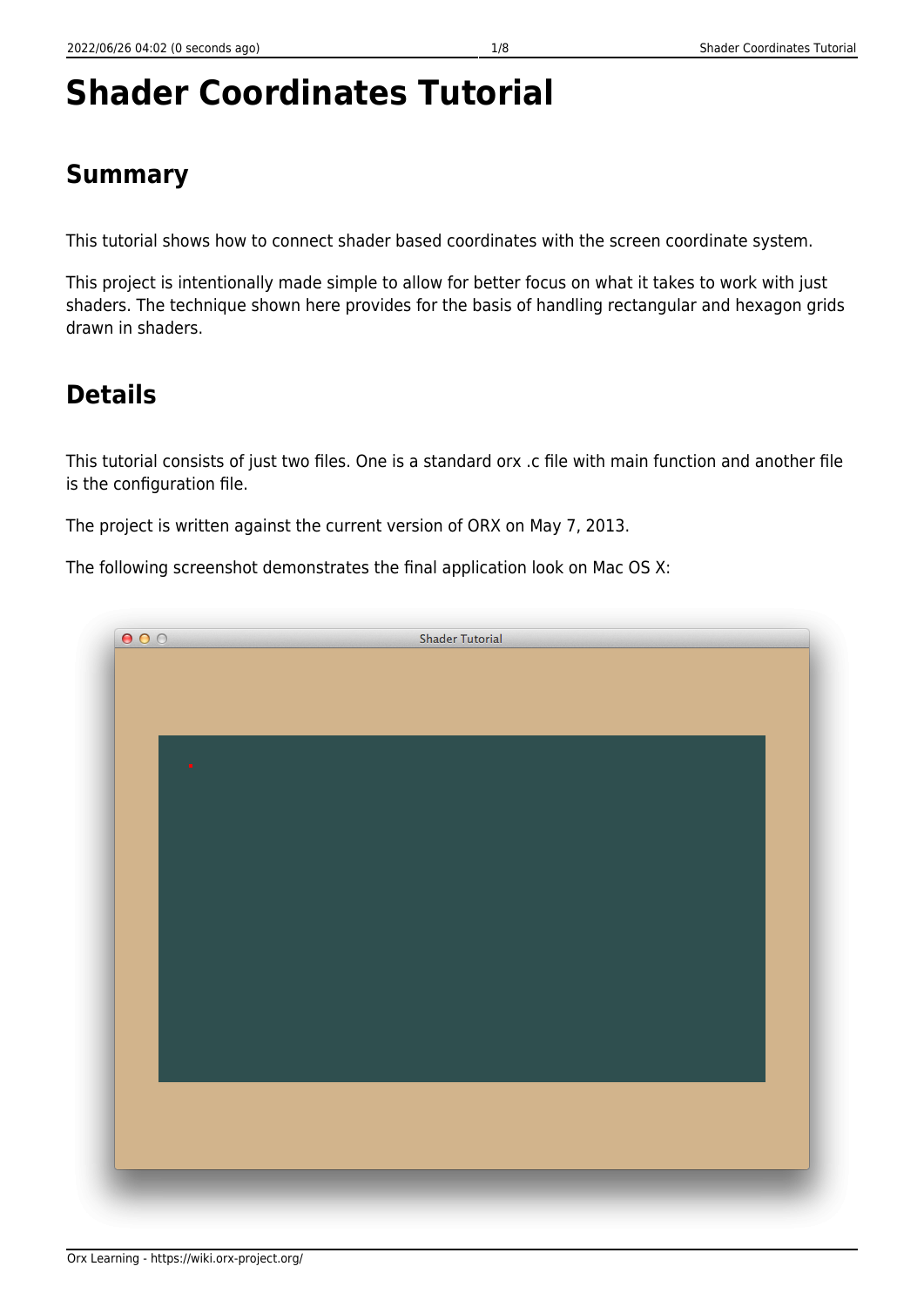# Shader Coordinates Tutorial

## Summary

This tutorial shows how to connect shader based coordinates with the screen coordinate system.

This project is intentionally made simple to allow for better focus on what it takes to work with just shaders. The technique shown here provides for the basis of handling rectangular and hexagon grids drawn in shaders.

## Details

This tutorial consists of just two files. One is a standard orx .c file with main function and another file is the configuration file.

The project is written against the current version of ORX on May 7, 2013.

The following screenshot demonstrates the final application look on Mac OS X: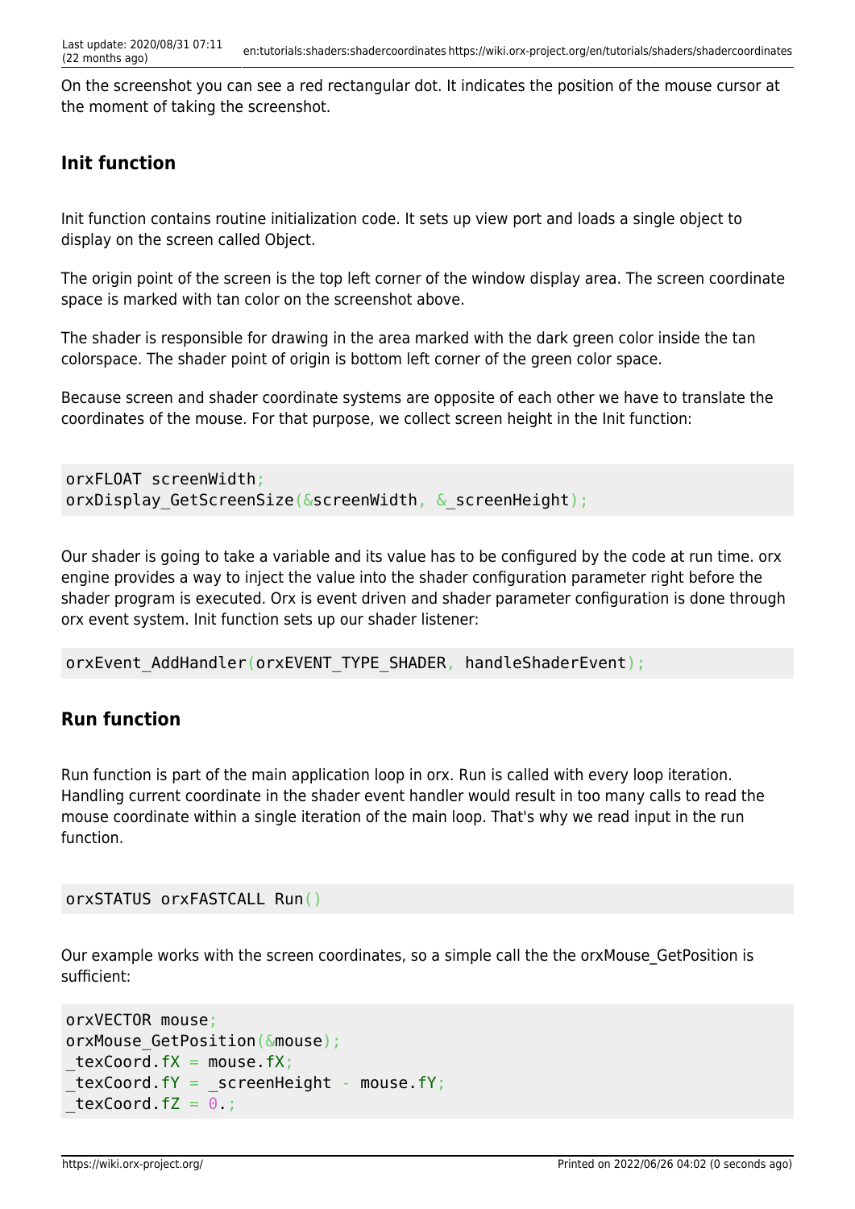On the screenshot you can see a red rectangular dot. It indicates the position of the mouse cursor at the moment of taking the screenshot.

### Init function

Init function contains routine initialization code. It sets up view port and loads a single object to display on the screen called Object.

The origin point of the screen is the top left corner of the window display area. The screen coordinate space is marked with tan color on the screenshot above.

The shader is responsible for drawing in the area marked with the dark green color inside the tan colorspace. The shader point of origin is bottom left corner of the green color space.

Because screen and shader coordinate systems are opposite of each other we have to translate the coordinates of the mouse. For that purpose, we collect screen height in the Init function:

```
orxFLOAT screenWidth;
orxDisplay_GetScreenSize(&screenWidth, &_screenHeight);
```

Our shader is going to take a variable and its value has to be configured by the code at run time. orx engine provides a way to inject the value into the shader configuration parameter right before the shader program is executed. Orx is event driven and shader parameter configuration is done through orx event system. Init function sets up our shader listener:

```
orxEvent_AddHandler(orxEVENT_TYPE_SHADER, handleShaderEvent);
```

### Run function

Run function is part of the main application loop in orx. Run is called with every loop iteration. Handling current coordinate in the shader event handler would result in too many calls to read the mouse coordinate within a single iteration of the main loop. That's why we read input in the run function.

```
orxSTATUS orxFASTCALL Run()
```

Our example works with the screen coordinates, so a simple call the the orxMouse_GetPosition is sufficient:

```
orxVECTOR mouse;
orxMouse_GetPosition(&mouse);
_texCoord.fX = mouse.fX;
_texCoord.fY = _screenHeight - mouse.fY;
_texCoord.fZ = 0.;
```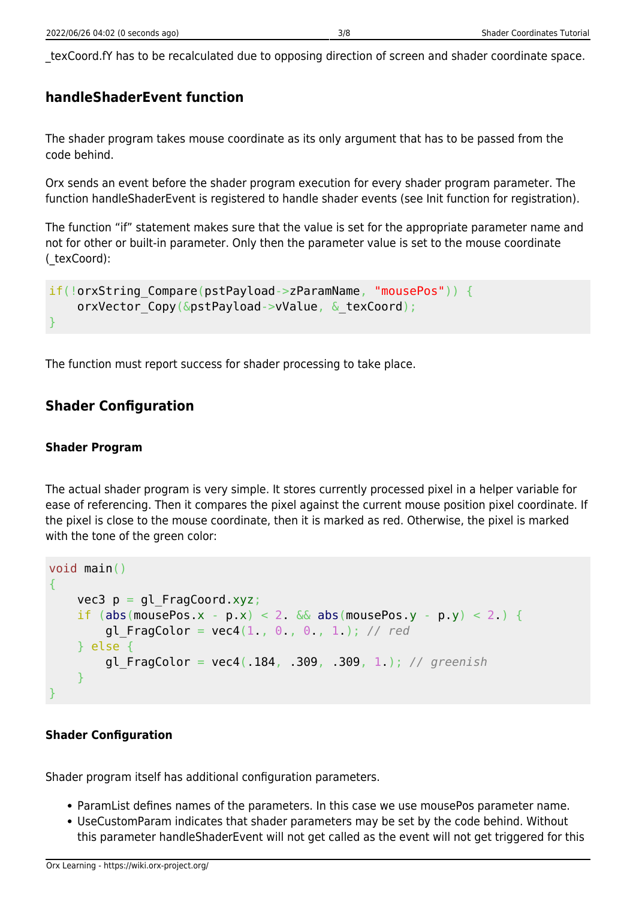_texCoord.fY has to be recalculated due to opposing direction of screen and shader coordinate space.

### handleShaderEvent function

The shader program takes mouse coordinate as its only argument that has to be passed from the code behind.

Orx sends an event before the shader program execution for every shader program parameter. The function handleShaderEvent is registered to handle shader events (see Init function for registration).

The function "if" statement makes sure that the value is set for the appropriate parameter name and not for other or built-in parameter. Only then the parameter value is set to the mouse coordinate (_texCoord):

```
if(!orxString_Compare(pstPayload->zParamName, "mousePos")) {
    orxVector_Copy(&pstPayload->vValue, &_texCoord);
}
```

The function must report success for shader processing to take place.

### Shader Configuration

#### Shader Program

The actual shader program is very simple. It stores currently processed pixel in a helper variable for ease of referencing. Then it compares the pixel against the current mouse position pixel coordinate. If the pixel is close to the mouse coordinate, then it is marked as red. Otherwise, the pixel is marked with the tone of the green color:

```
void main()
{
    vec3 p = gl_FragCoord.xyz;
    if (abs(mousePos.x - p.x) < 2. && abs(mousePos.y - p.y) < 2.) {
        gl_FragColor = vec4(1., 0., 0., 1.); // red
    } else {
        gl_FragColor = vec4(.184, .309, .309, 1.); // greenish
    }
}
```

#### Shader Configuration

Shader program itself has additional configuration parameters.

- ParamList defines names of the parameters. In this case we use mousePos parameter name.
- UseCustomParam indicates that shader parameters may be set by the code behind. Without this parameter handleShaderEvent will not get called as the event will not get triggered for this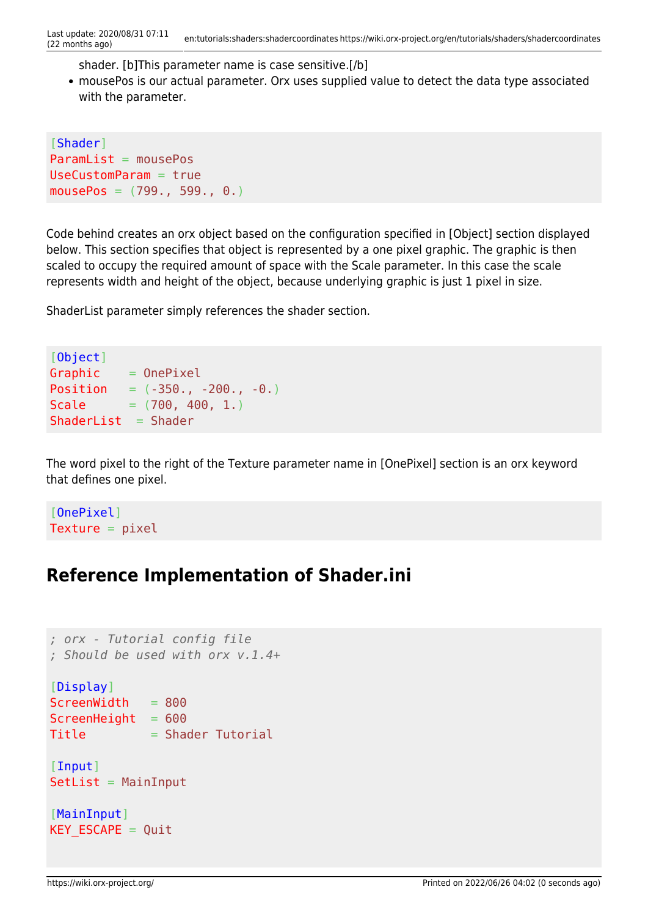shader. [b]This parameter name is case sensitive.[/b]
- mousePos is our actual parameter. Orx uses supplied value to detect the data type associated with the parameter.

```
[Shader]
ParamList = mousePos
UseCustomParam = true
mousePos = (799., 599., 0.)
```

Code behind creates an orx object based on the configuration specified in [Object] section displayed below. This section specifies that object is represented by a one pixel graphic. The graphic is then scaled to occupy the required amount of space with the Scale parameter. In this case the scale represents width and height of the object, because underlying graphic is just 1 pixel in size.

ShaderList parameter simply references the shader section.

```
[Object]
Graphic    = OnePixel
Position   = (-350., -200., -0.)
Scale      = (700, 400, 1.)
ShaderList  = Shader
```

The word pixel to the right of the Texture parameter name in [OnePixel] section is an orx keyword that defines one pixel.

```
[OnePixel]
Texture = pixel
```

## Reference Implementation of Shader.ini

```
; orx - Tutorial config file
; Should be used with orx v.1.4+

[Display]
ScreenWidth   = 800
ScreenHeight  = 600
Title         = Shader Tutorial

[Input]
SetList = MainInput

[MainInput]
KEY_ESCAPE = Quit
```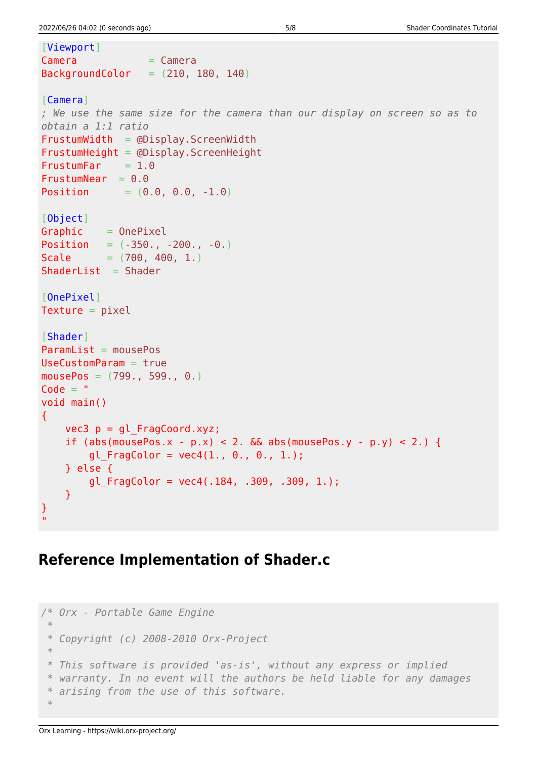```
[Viewport]
Camera            = Camera
BackgroundColor   = (210, 180, 140)

[Camera]
; We use the same size for the camera than our display on screen so as to obtain a 1:1 ratio
FrustumWidth  = @Display.ScreenWidth
FrustumHeight = @Display.ScreenHeight
FrustumFar    = 1.0
FrustumNear  = 0.0
Position      = (0.0, 0.0, -1.0)

[Object]
Graphic    = OnePixel
Position   = (-350., -200., -0.)
Scale      = (700, 400, 1.)
ShaderList  = Shader

[OnePixel]
Texture = pixel

[Shader]
ParamList = mousePos
UseCustomParam = true
mousePos = (799., 599., 0.)
Code = "
void main()
{
    vec3 p = gl_FragCoord.xyz;
    if (abs(mousePos.x - p.x) < 2. && abs(mousePos.y - p.y) < 2.) {
        gl_FragColor = vec4(1., 0., 0., 1.);
    } else {
        gl_FragColor = vec4(.184, .309, .309, 1.);
    }
}
"
```

## Reference Implementation of Shader.c

```
/* Orx - Portable Game Engine
 *
 * Copyright (c) 2008-2010 Orx-Project
 *
 * This software is provided 'as-is', without any express or implied
 * warranty. In no event will the authors be held liable for any damages
 * arising from the use of this software.
 *
```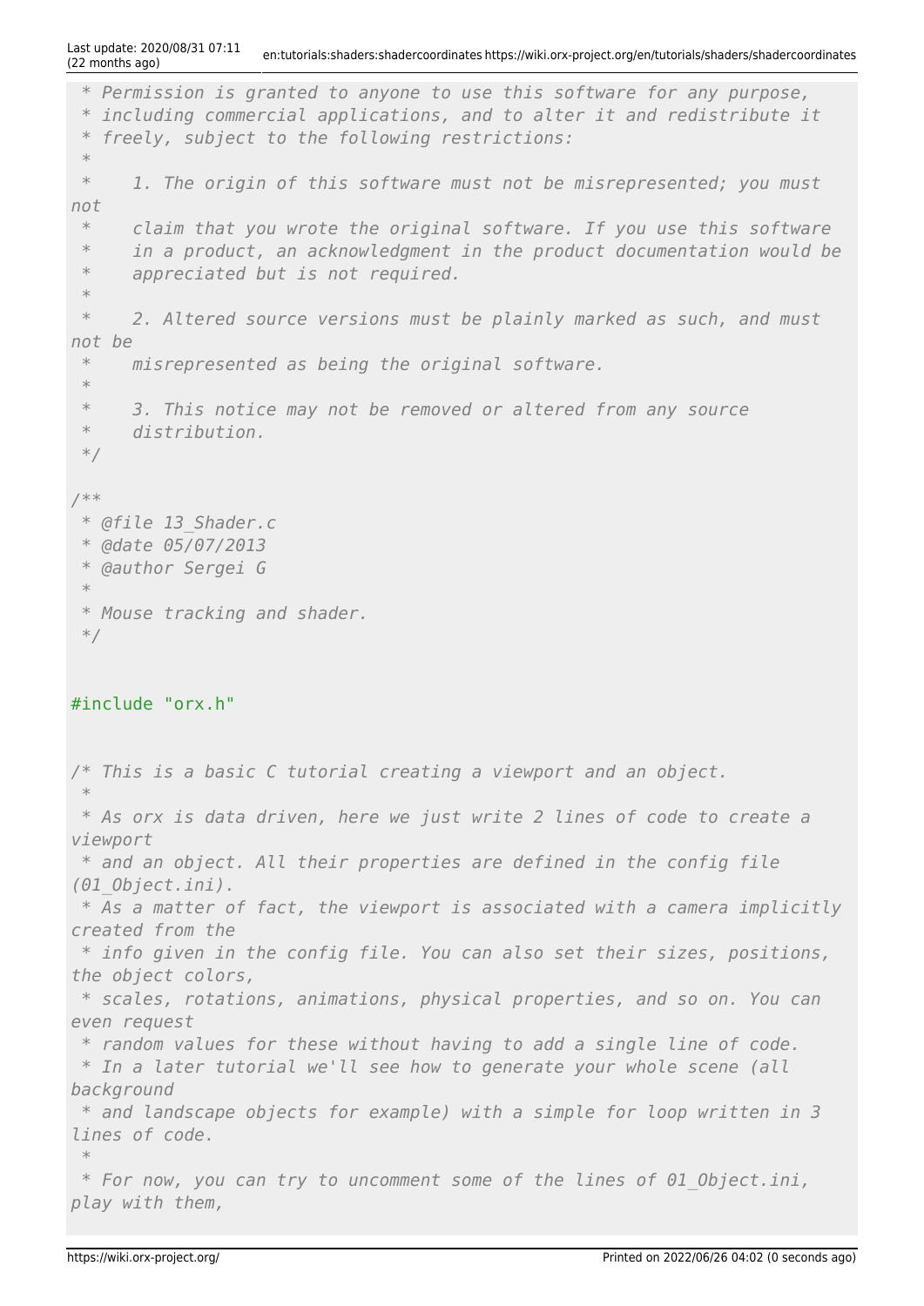```
 * Permission is granted to anyone to use this software for any purpose,
 * including commercial applications, and to alter it and redistribute it
 * freely, subject to the following restrictions:
 *
 *    1. The origin of this software must not be misrepresented; you must
not
 *    claim that you wrote the original software. If you use this software
 *    in a product, an acknowledgment in the product documentation would be
 *    appreciated but is not required.
 *
 *    2. Altered source versions must be plainly marked as such, and must
not be
 *    misrepresented as being the original software.
 *
 *    3. This notice may not be removed or altered from any source
 *    distribution.
 */

/**
 * @file 13_Shader.c
 * @date 05/07/2013
 * @author Sergei G
 *
 * Mouse tracking and shader.
 */


#include "orx.h"


/* This is a basic C tutorial creating a viewport and an object.
 *
 * As orx is data driven, here we just write 2 lines of code to create a
viewport
 * and an object. All their properties are defined in the config file
(01_Object.ini).
 * As a matter of fact, the viewport is associated with a camera implicitly
created from the
 * info given in the config file. You can also set their sizes, positions,
the object colors,
 * scales, rotations, animations, physical properties, and so on. You can
even request
 * random values for these without having to add a single line of code.
 * In a later tutorial we'll see how to generate your whole scene (all
background
 * and landscape objects for example) with a simple for loop written in 3
lines of code.
 *
 * For now, you can try to uncomment some of the lines of 01_Object.ini,
play with them,
```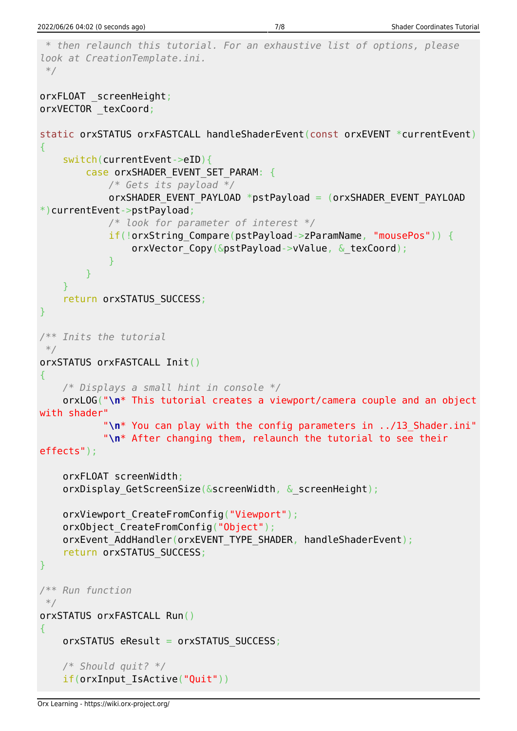```
 * then relaunch this tutorial. For an exhaustive list of options, please
look at CreationTemplate.ini.
 */

orxFLOAT _screenHeight;
orxVECTOR _texCoord;

static orxSTATUS orxFASTCALL handleShaderEvent(const orxEVENT *currentEvent)
{
    switch(currentEvent->eID){
        case orxSHADER_EVENT_SET_PARAM: {
            /* Gets its payload */
            orxSHADER_EVENT_PAYLOAD *pstPayload = (orxSHADER_EVENT_PAYLOAD
*)currentEvent->pstPayload;
            /* look for parameter of interest */
            if(!orxString_Compare(pstPayload->zParamName, "mousePos")) {
                orxVector_Copy(&pstPayload->vValue, &_texCoord);
            }
        }
    }
    return orxSTATUS_SUCCESS;
}

/** Inits the tutorial
 */
orxSTATUS orxFASTCALL Init()
{
    /* Displays a small hint in console */
    orxLOG("\n* This tutorial creates a viewport/camera couple and an object
with shader"
           "\n* You can play with the config parameters in ../13_Shader.ini"
           "\n* After changing them, relaunch the tutorial to see their
effects");

    orxFLOAT screenWidth;
    orxDisplay_GetScreenSize(&screenWidth, &_screenHeight);

    orxViewport_CreateFromConfig("Viewport");
    orxObject_CreateFromConfig("Object");
    orxEvent_AddHandler(orxEVENT_TYPE_SHADER, handleShaderEvent);
    return orxSTATUS_SUCCESS;
}

/** Run function
 */
orxSTATUS orxFASTCALL Run()
{
    orxSTATUS eResult = orxSTATUS_SUCCESS;

    /* Should quit? */
    if(orxInput_IsActive("Quit"))
```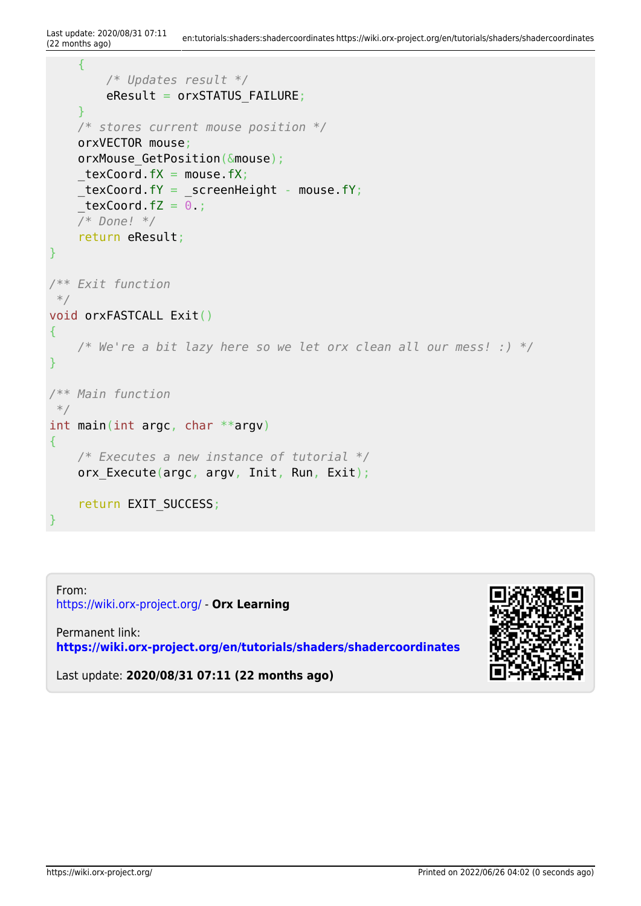```
    {
        /* Updates result */
        eResult = orxSTATUS_FAILURE;
    }
    /* stores current mouse position */
    orxVECTOR mouse;
    orxMouse_GetPosition(&mouse);
    _texCoord.fX = mouse.fX;
    _texCoord.fY = _screenHeight - mouse.fY;
    _texCoord.fZ = 0.;
    /* Done! */
    return eResult;
}

/** Exit function
 */
void orxFASTCALL Exit()
{
    /* We're a bit lazy here so we let orx clean all our mess! :) */
}

/** Main function
 */
int main(int argc, char **argv)
{
    /* Executes a new instance of tutorial */
    orx_Execute(argc, argv, Init, Run, Exit);

    return EXIT_SUCCESS;
}
```

From:
https://wiki.orx-project.org/ - **Orx Learning**

Permanent link:
**https://wiki.orx-project.org/en/tutorials/shaders/shadercoordinates**

Last update: **2020/08/31 07:11 (22 months ago)**